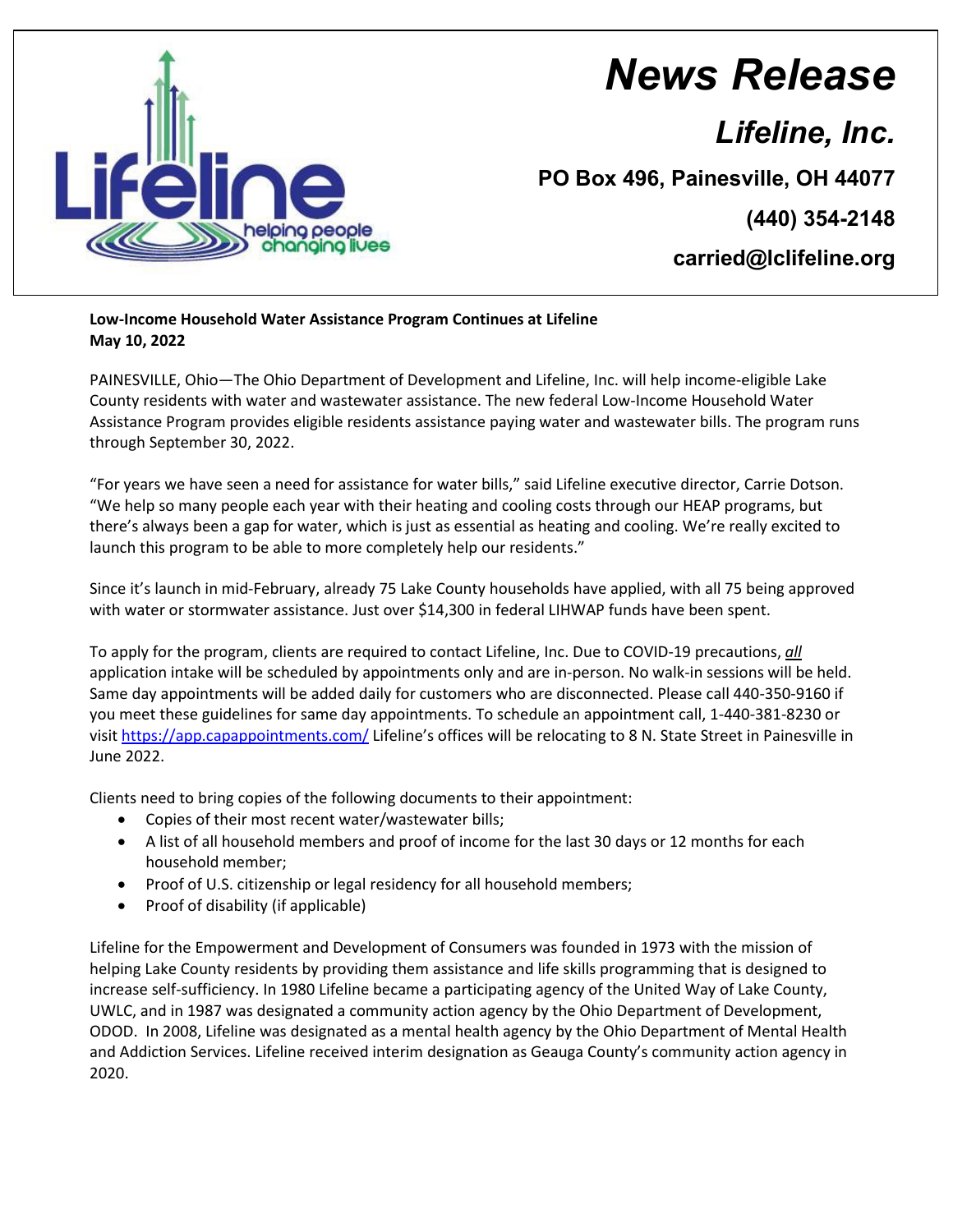# News Release

## Lifeline, Inc.

**PO Box 496, Painesville, OH 44077**

**(440) 354-2148**

**carried@lclifeline.org**

**Low-Income Household Water Assistance Program Continues at Lifeline**
**May 10, 2022**

PAINESVILLE, Ohio—The Ohio Department of Development and Lifeline, Inc. will help income-eligible Lake County residents with water and wastewater assistance. The new federal Low-Income Household Water Assistance Program provides eligible residents assistance paying water and wastewater bills. The program runs through September 30, 2022.

"For years we have seen a need for assistance for water bills," said Lifeline executive director, Carrie Dotson. "We help so many people each year with their heating and cooling costs through our HEAP programs, but there's always been a gap for water, which is just as essential as heating and cooling. We're really excited to launch this program to be able to more completely help our residents."

Since it's launch in mid-February, already 75 Lake County households have applied, with all 75 being approved with water or stormwater assistance. Just over $14,300 in federal LIHWAP funds have been spent.

To apply for the program, clients are required to contact Lifeline, Inc. Due to COVID-19 precautions, ***all*** application intake will be scheduled by appointments only and are in-person. No walk-in sessions will be held. Same day appointments will be added daily for customers who are disconnected. Please call 440-350-9160 if you meet these guidelines for same day appointments. To schedule an appointment call, 1-440-381-8230 or visit https://app.capappointments.com/ Lifeline's offices will be relocating to 8 N. State Street in Painesville in June 2022.

Clients need to bring copies of the following documents to their appointment:

- Copies of their most recent water/wastewater bills;
- A list of all household members and proof of income for the last 30 days or 12 months for each household member;
- Proof of U.S. citizenship or legal residency for all household members;
- Proof of disability (if applicable)

Lifeline for the Empowerment and Development of Consumers was founded in 1973 with the mission of helping Lake County residents by providing them assistance and life skills programming that is designed to increase self-sufficiency. In 1980 Lifeline became a participating agency of the United Way of Lake County, UWLC, and in 1987 was designated a community action agency by the Ohio Department of Development, ODOD. In 2008, Lifeline was designated as a mental health agency by the Ohio Department of Mental Health and Addiction Services. Lifeline received interim designation as Geauga County's community action agency in 2020.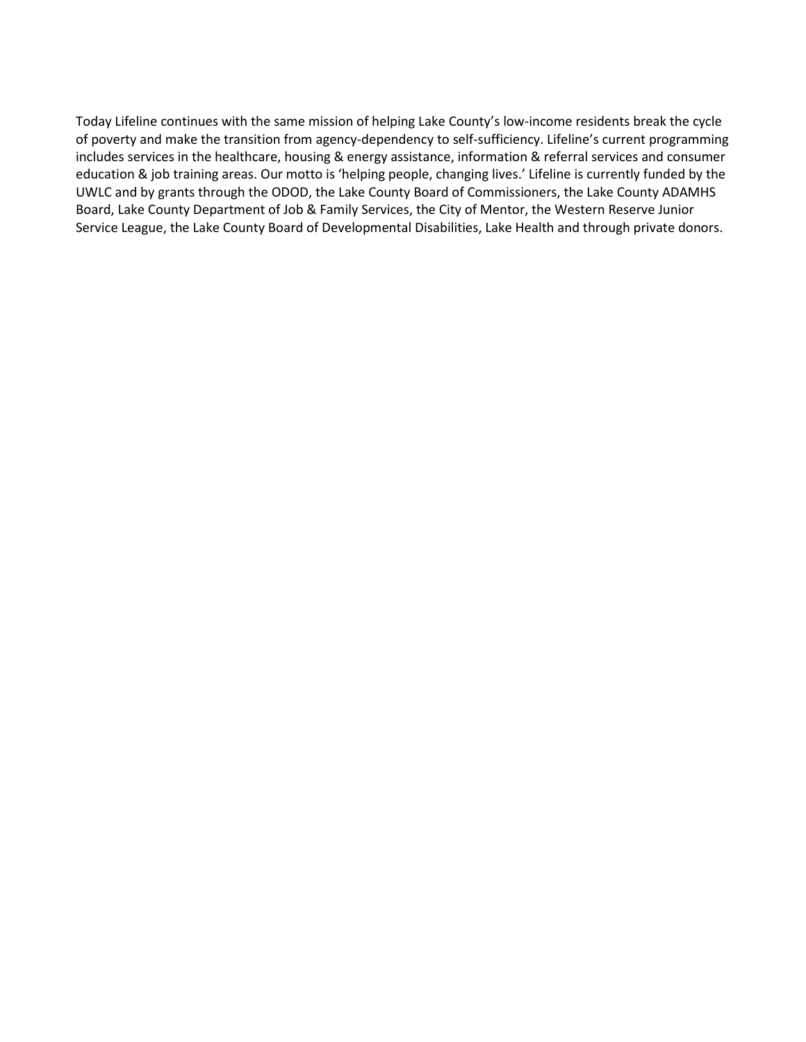Today Lifeline continues with the same mission of helping Lake County's low-income residents break the cycle of poverty and make the transition from agency-dependency to self-sufficiency. Lifeline's current programming includes services in the healthcare, housing & energy assistance, information & referral services and consumer education & job training areas. Our motto is 'helping people, changing lives.' Lifeline is currently funded by the UWLC and by grants through the ODOD, the Lake County Board of Commissioners, the Lake County ADAMHS Board, Lake County Department of Job & Family Services, the City of Mentor, the Western Reserve Junior Service League, the Lake County Board of Developmental Disabilities, Lake Health and through private donors.